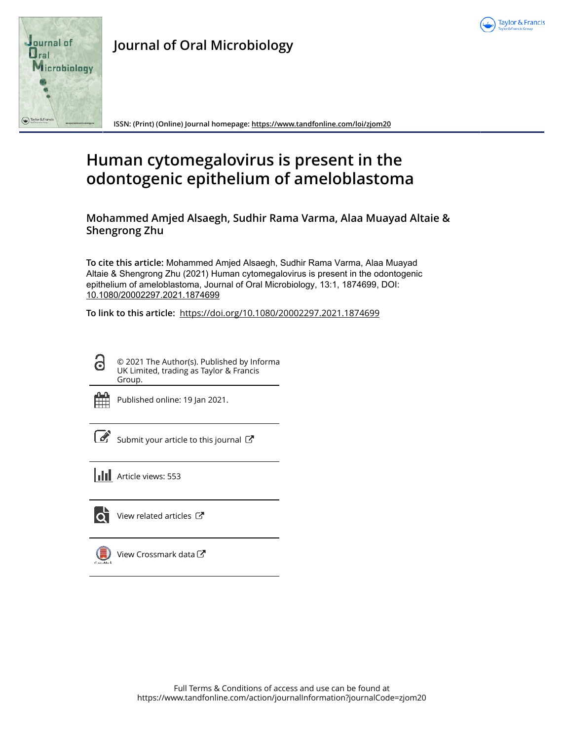# Journal of Oral Microbiology

ISSN: (Print) (Online) Journal homepage: https://www.tandfonline.com/loi/zjom20

# Human cytomegalovirus is present in the odontogenic epithelium of ameloblastoma

**Mohammed Amjed Alsaegh, Sudhir Rama Varma, Alaa Muayad Altaie & Shengrong Zhu**

**To cite this article:** Mohammed Amjed Alsaegh, Sudhir Rama Varma, Alaa Muayad Altaie & Shengrong Zhu (2021) Human cytomegalovirus is present in the odontogenic epithelium of ameloblastoma, Journal of Oral Microbiology, 13:1, 1874699, DOI: 10.1080/20002297.2021.1874699

**To link to this article:** https://doi.org/10.1080/20002297.2021.1874699

© 2021 The Author(s). Published by Informa UK Limited, trading as Taylor & Francis Group.

Published online: 19 Jan 2021.

Submit your article to this journal

Article views: 553

View related articles

View Crossmark data

Full Terms & Conditions of access and use can be found at https://www.tandfonline.com/action/journalInformation?journalCode=zjom20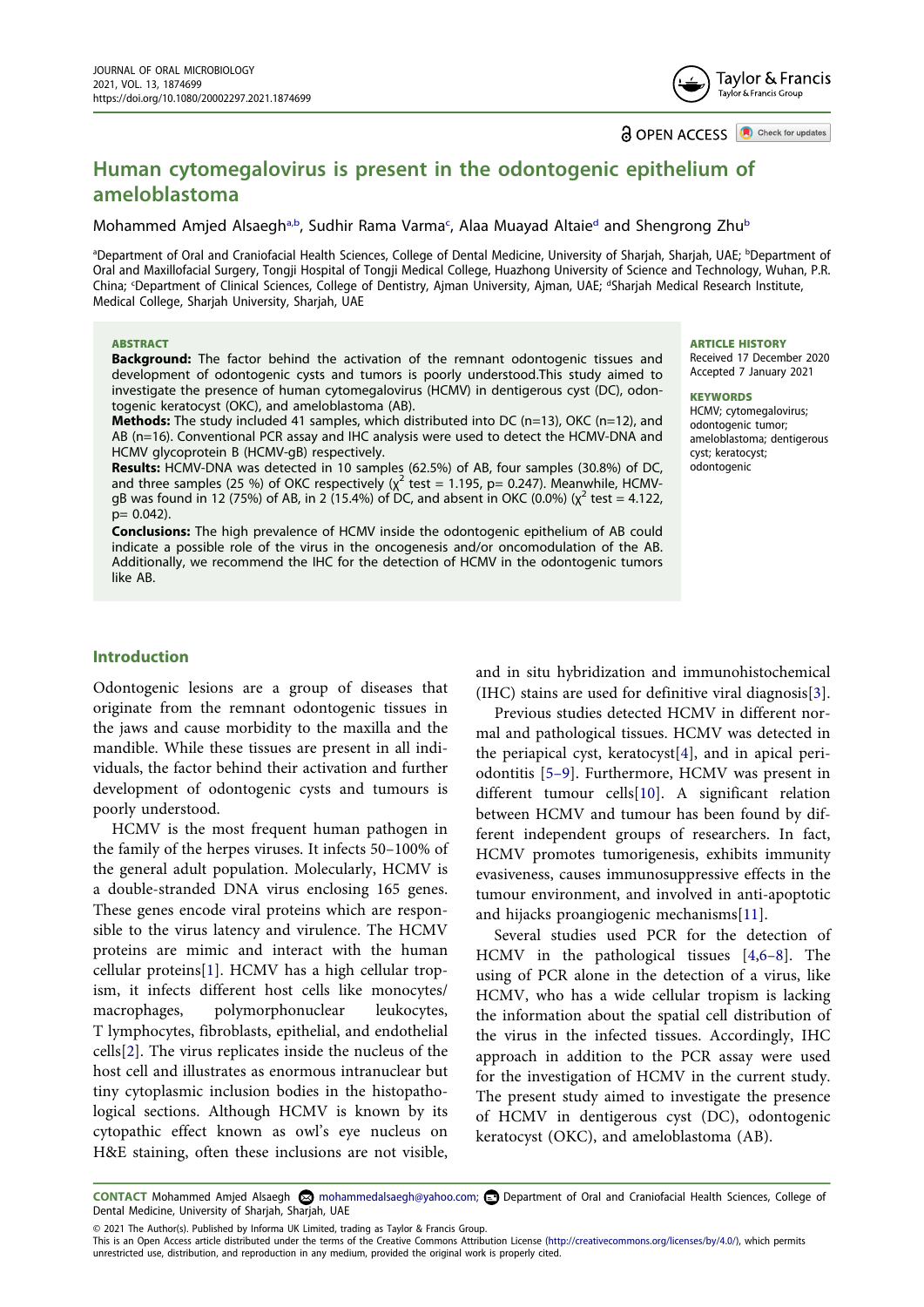# Human cytomegalovirus is present in the odontogenic epithelium of ameloblastoma

Mohammed Amjed Alsaegh[a,b], Sudhir Rama Varma[c], Alaa Muayad Altaie[d] and Shengrong Zhu[b]

[a]Department of Oral and Craniofacial Health Sciences, College of Dental Medicine, University of Sharjah, Sharjah, UAE; [b]Department of Oral and Maxillofacial Surgery, Tongji Hospital of Tongji Medical College, Huazhong University of Science and Technology, Wuhan, P.R. China; [c]Department of Clinical Sciences, College of Dentistry, Ajman University, Ajman, UAE; [d]Sharjah Medical Research Institute, Medical College, Sharjah University, Sharjah, UAE

## ABSTRACT

**Background:** The factor behind the activation of the remnant odontogenic tissues and development of odontogenic cysts and tumors is poorly understood.This study aimed to investigate the presence of human cytomegalovirus (HCMV) in dentigerous cyst (DC), odontogenic keratocyst (OKC), and ameloblastoma (AB).

**Methods:** The study included 41 samples, which distributed into DC (n=13), OKC (n=12), and AB (n=16). Conventional PCR assay and IHC analysis were used to detect the HCMV-DNA and HCMV glycoprotein B (HCMV-gB) respectively.

**Results:** HCMV-DNA was detected in 10 samples (62.5%) of AB, four samples (30.8%) of DC, and three samples (25 %) of OKC respectively ($\chi^2$ test = 1.195, p= 0.247). Meanwhile, HCMV-gB was found in 12 (75%) of AB, in 2 (15.4%) of DC, and absent in OKC (0.0%) ($\chi^2$ test = 4.122, p= 0.042).

**Conclusions:** The high prevalence of HCMV inside the odontogenic epithelium of AB could indicate a possible role of the virus in the oncogenesis and/or oncomodulation of the AB. Additionally, we recommend the IHC for the detection of HCMV in the odontogenic tumors like AB.

**ARTICLE HISTORY**
Received 17 December 2020
Accepted 7 January 2021

**KEYWORDS**
HCMV; cytomegalovirus; odontogenic tumor; ameloblastoma; dentigerous cyst; keratocyst; odontogenic

## Introduction

Odontogenic lesions are a group of diseases that originate from the remnant odontogenic tissues in the jaws and cause morbidity to the maxilla and the mandible. While these tissues are present in all individuals, the factor behind their activation and further development of odontogenic cysts and tumours is poorly understood.

HCMV is the most frequent human pathogen in the family of the herpes viruses. It infects 50–100% of the general adult population. Molecularly, HCMV is a double-stranded DNA virus enclosing 165 genes. These genes encode viral proteins which are responsible to the virus latency and virulence. The HCMV proteins are mimic and interact with the human cellular proteins[1]. HCMV has a high cellular tropism, it infects different host cells like monocytes/macrophages, polymorphonuclear leukocytes, T lymphocytes, fibroblasts, epithelial, and endothelial cells[2]. The virus replicates inside the nucleus of the host cell and illustrates as enormous intranuclear but tiny cytoplasmic inclusion bodies in the histopathological sections. Although HCMV is known by its cytopathic effect known as owl's eye nucleus on H&E staining, often these inclusions are not visible, and in situ hybridization and immunohistochemical (IHC) stains are used for definitive viral diagnosis[3].

Previous studies detected HCMV in different normal and pathological tissues. HCMV was detected in the periapical cyst, keratocyst[4], and in apical periodontitis [5–9]. Furthermore, HCMV was present in different tumour cells[10]. A significant relation between HCMV and tumour has been found by different independent groups of researchers. In fact, HCMV promotes tumorigenesis, exhibits immunity evasiveness, causes immunosuppressive effects in the tumour environment, and involved in anti-apoptotic and hijacks proangiogenic mechanisms[11].

Several studies used PCR for the detection of HCMV in the pathological tissues [4,6–8]. The using of PCR alone in the detection of a virus, like HCMV, who has a wide cellular tropism is lacking the information about the spatial cell distribution of the virus in the infected tissues. Accordingly, IHC approach in addition to the PCR assay were used for the investigation of HCMV in the current study. The present study aimed to investigate the presence of HCMV in dentigerous cyst (DC), odontogenic keratocyst (OKC), and ameloblastoma (AB).

**CONTACT** Mohammed Amjed Alsaegh mohammedalsaegh@yahoo.com; Department of Oral and Craniofacial Health Sciences, College of Dental Medicine, University of Sharjah, Sharjah, UAE

© 2021 The Author(s). Published by Informa UK Limited, trading as Taylor & Francis Group.
This is an Open Access article distributed under the terms of the Creative Commons Attribution License (http://creativecommons.org/licenses/by/4.0/), which permits unrestricted use, distribution, and reproduction in any medium, provided the original work is properly cited.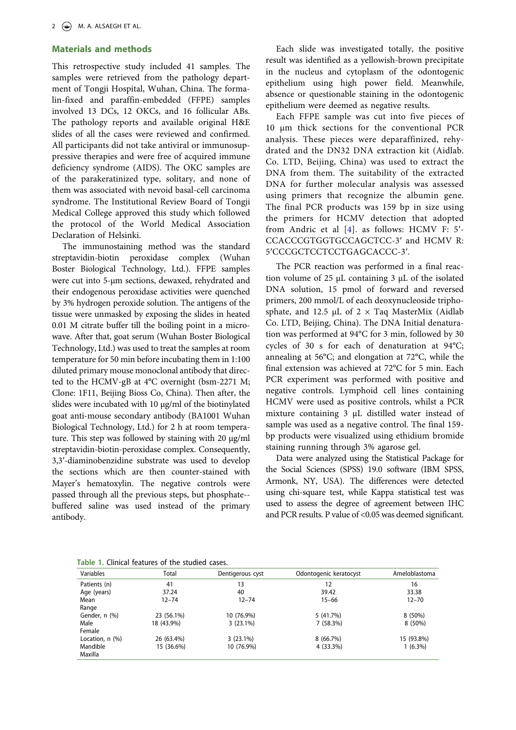## Materials and methods

This retrospective study included 41 samples. The samples were retrieved from the pathology department of Tongji Hospital, Wuhan, China. The formalin-fixed and paraffin-embedded (FFPE) samples involved 13 DCs, 12 OKCs, and 16 follicular ABs. The pathology reports and available original H&E slides of all the cases were reviewed and confirmed. All participants did not take antiviral or immunosuppressive therapies and were free of acquired immune deficiency syndrome (AIDS). The OKC samples are of the parakeratinized type, solitary, and none of them was associated with nevoid basal-cell carcinoma syndrome. The Institutional Review Board of Tongji Medical College approved this study which followed the protocol of the World Medical Association Declaration of Helsinki.

The immunostaining method was the standard streptavidin-biotin peroxidase complex (Wuhan Boster Biological Technology, Ltd.). FFPE samples were cut into 5-μm sections, dewaxed, rehydrated and their endogenous peroxidase activities were quenched by 3% hydrogen peroxide solution. The antigens of the tissue were unmasked by exposing the slides in heated 0.01 M citrate buffer till the boiling point in a microwave. After that, goat serum (Wuhan Boster Biological Technology, Ltd.) was used to treat the samples at room temperature for 50 min before incubating them in 1:100 diluted primary mouse monoclonal antibody that directed to the HCMV-gB at 4°C overnight (bsm-2271 M; Clone: 1F11, Beijing Bioss Co, China). Then after, the slides were incubated with 10 μg/ml of the biotinylated goat anti-mouse secondary antibody (BA1001 Wuhan Biological Technology, Ltd.) for 2 h at room temperature. This step was followed by staining with 20 μg/ml streptavidin-biotin-peroxidase complex. Consequently, 3,3′-diaminobenzidine substrate was used to develop the sections which are then counter-stained with Mayer's hematoxylin. The negative controls were passed through all the previous steps, but phosphate-buffered saline was used instead of the primary antibody.

Each slide was investigated totally, the positive result was identified as a yellowish-brown precipitate in the nucleus and cytoplasm of the odontogenic epithelium using high power field. Meanwhile, absence or questionable staining in the odontogenic epithelium were deemed as negative results.

Each FFPE sample was cut into five pieces of 10 μm thick sections for the conventional PCR analysis. These pieces were deparaffinized, rehydrated and the DN32 DNA extraction kit (Aidlab. Co. LTD, Beijing, China) was used to extract the DNA from them. The suitability of the extracted DNA for further molecular analysis was assessed using primers that recognize the albumin gene. The final PCR products was 159 bp in size using the primers for HCMV detection that adopted from Andric et al [4]. as follows: HCMV F: 5′-CCACCCGTGGTGCCAGCTCC-3′ and HCMV R: 5′CCCGCTCCTCCTGAGCACCC-3′.

The PCR reaction was performed in a final reaction volume of 25 μL containing 3 μL of the isolated DNA solution, 15 pmol of forward and reversed primers, 200 mmol/L of each deoxynucleoside triphosphate, and 12.5 μL of 2 × Taq MasterMix (Aidlab Co. LTD, Beijing, China). The DNA Initial denaturation was performed at 94°C for 3 min, followed by 30 cycles of 30 s for each of denaturation at 94°C; annealing at 56°C; and elongation at 72°C, while the final extension was achieved at 72°C for 5 min. Each PCR experiment was performed with positive and negative controls. Lymphoid cell lines containing HCMV were used as positive controls, whilst a PCR mixture containing 3 μL distilled water instead of sample was used as a negative control. The final 159-bp products were visualized using ethidium bromide staining running through 3% agarose gel.

Data were analyzed using the Statistical Package for the Social Sciences (SPSS) 19.0 software (IBM SPSS, Armonk, NY, USA). The differences were detected using chi-square test, while Kappa statistical test was used to assess the degree of agreement between IHC and PCR results. P value of <0.05 was deemed significant.

Table 1. Clinical features of the studied cases.

| Variables | Total | Dentigerous cyst | Odontogenic keratocyst | Ameloblastoma |
|---|---|---|---|---|
| Patients (n) | 41 | 13 | 12 | 16 |
| Age (years) | | | | |
| Mean | 37.24 | 40 | 39.42 | 33.38 |
| Range | 12–74 | 12–74 | 15–66 | 12–70 |
| Gender, n (%) | | | | |
| Male | 23 (56.1%) | 10 (76.9%) | 5 (41.7%) | 8 (50%) |
| Female | 18 (43.9%) | 3 (23.1%) | 7 (58.3%) | 8 (50%) |
| Location, n (%) | | | | |
| Mandible | 26 (63.4%) | 3 (23.1%) | 8 (66.7%) | 15 (93.8%) |
| Maxilla | 15 (36.6%) | 10 (76.9%) | 4 (33.3%) | 1 (6.3%) |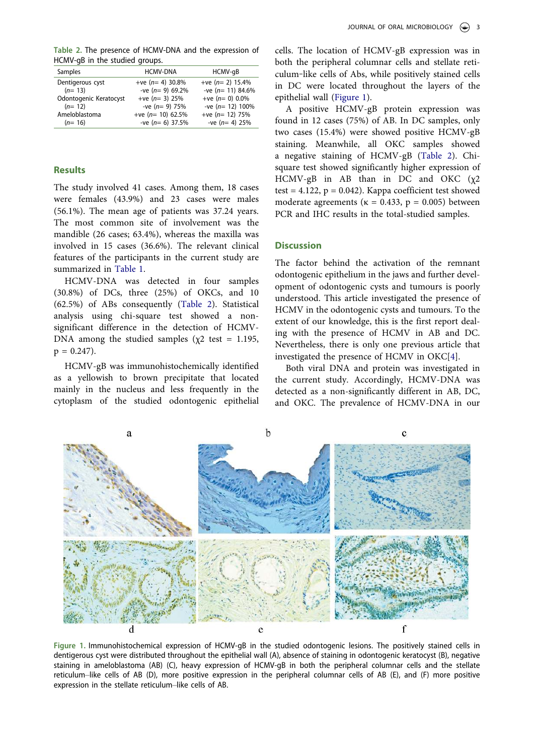**Table 2.** The presence of HCMV-DNA and the expression of HCMV-gB in the studied groups.

| Samples | HCMV-DNA | HCMV-gB |
|---|---|---|
| Dentigerous cyst ($n$= 13) | +ve ($n$= 4) 30.8% -ve ($n$= 9) 69.2% | +ve ($n$= 2) 15.4% -ve ($n$= 11) 84.6% |
| Odontogenic Keratocyst ($n$= 12) | +ve ($n$= 3) 25% -ve ($n$= 9) 75% | +ve ($n$= 0) 0.0% -ve ($n$= 12) 100% |
| Ameloblastoma ($n$= 16) | +ve ($n$= 10) 62.5% -ve ($n$= 6) 37.5% | +ve ($n$= 12) 75% -ve ($n$= 4) 25% |

## Results

The study involved 41 cases. Among them, 18 cases were females (43.9%) and 23 cases were males (56.1%). The mean age of patients was 37.24 years. The most common site of involvement was the mandible (26 cases; 63.4%), whereas the maxilla was involved in 15 cases (36.6%). The relevant clinical features of the participants in the current study are summarized in Table 1.

HCMV-DNA was detected in four samples (30.8%) of DCs, three (25%) of OKCs, and 10 (62.5%) of ABs consequently (Table 2). Statistical analysis using chi-square test showed a non-significant difference in the detection of HCMV-DNA among the studied samples ($\chi 2$ test = 1.195, p = 0.247).

HCMV-gB was immunohistochemically identified as a yellowish to brown precipitate that located mainly in the nucleus and less frequently in the cytoplasm of the studied odontogenic epithelial cells. The location of HCMV-gB expression was in both the peripheral columnar cells and stellate reticulum-like cells of Abs, while positively stained cells in DC were located throughout the layers of the epithelial wall (Figure 1).

A positive HCMV-gB protein expression was found in 12 cases (75%) of AB. In DC samples, only two cases (15.4%) were showed positive HCMV-gB staining. Meanwhile, all OKC samples showed a negative staining of HCMV-gB (Table 2). Chi-square test showed significantly higher expression of HCMV-gB in AB than in DC and OKC ($\chi 2$ test = 4.122, p = 0.042). Kappa coefficient test showed moderate agreements (κ = 0.433, p = 0.005) between PCR and IHC results in the total-studied samples.

## Discussion

The factor behind the activation of the remnant odontogenic epithelium in the jaws and further development of odontogenic cysts and tumours is poorly understood. This article investigated the presence of HCMV in the odontogenic cysts and tumours. To the extent of our knowledge, this is the first report dealing with the presence of HCMV in AB and DC. Nevertheless, there is only one previous article that investigated the presence of HCMV in OKC[4].

Both viral DNA and protein was investigated in the current study. Accordingly, HCMV-DNA was detected as a non-significantly different in AB, DC, and OKC. The prevalence of HCMV-DNA in our

**Figure 1.** Immunohistochemical expression of HCMV-gB in the studied odontogenic lesions. The positively stained cells in dentigerous cyst were distributed throughout the epithelial wall (A), absence of staining in odontogenic keratocyst (B), negative staining in ameloblastoma (AB) (C), heavy expression of HCMV-gB in both the peripheral columnar cells and the stellate reticulum–like cells of AB (D), more positive expression in the peripheral columnar cells of AB (E), and (F) more positive expression in the stellate reticulum–like cells of AB.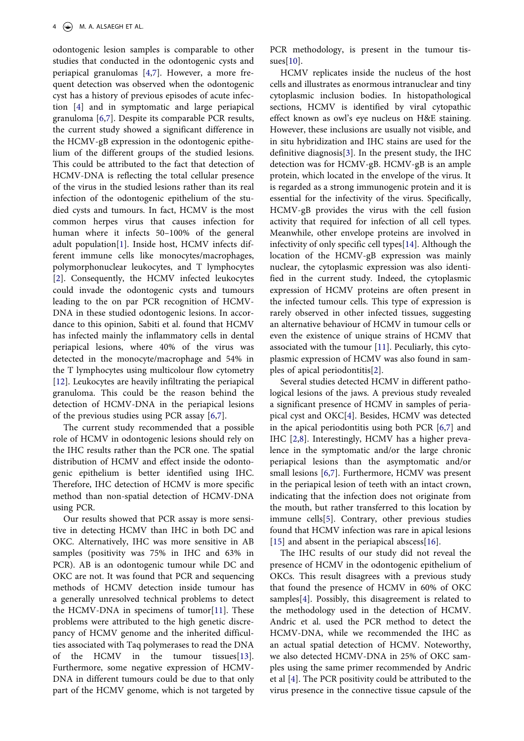odontogenic lesion samples is comparable to other studies that conducted in the odontogenic cysts and periapical granulomas [4,7]. However, a more frequent detection was observed when the odontogenic cyst has a history of previous episodes of acute infection [4] and in symptomatic and large periapical granuloma [6,7]. Despite its comparable PCR results, the current study showed a significant difference in the HCMV-gB expression in the odontogenic epithelium of the different groups of the studied lesions. This could be attributed to the fact that detection of HCMV-DNA is reflecting the total cellular presence of the virus in the studied lesions rather than its real infection of the odontogenic epithelium of the studied cysts and tumours. In fact, HCMV is the most common herpes virus that causes infection for human where it infects 50–100% of the general adult population[1]. Inside host, HCMV infects different immune cells like monocytes/macrophages, polymorphonuclear leukocytes, and T lymphocytes [2]. Consequently, the HCMV infected leukocytes could invade the odontogenic cysts and tumours leading to the on par PCR recognition of HCMV-DNA in these studied odontogenic lesions. In accordance to this opinion, Sabiti et al. found that HCMV has infected mainly the inflammatory cells in dental periapical lesions, where 40% of the virus was detected in the monocyte/macrophage and 54% in the T lymphocytes using multicolour flow cytometry [12]. Leukocytes are heavily infiltrating the periapical granuloma. This could be the reason behind the detection of HCMV-DNA in the periapical lesions of the previous studies using PCR assay [6,7].

The current study recommended that a possible role of HCMV in odontogenic lesions should rely on the IHC results rather than the PCR one. The spatial distribution of HCMV and effect inside the odontogenic epithelium is better identified using IHC. Therefore, IHC detection of HCMV is more specific method than non-spatial detection of HCMV-DNA using PCR.

Our results showed that PCR assay is more sensitive in detecting HCMV than IHC in both DC and OKC. Alternatively, IHC was more sensitive in AB samples (positivity was 75% in IHC and 63% in PCR). AB is an odontogenic tumour while DC and OKC are not. It was found that PCR and sequencing methods of HCMV detection inside tumour has a generally unresolved technical problems to detect the HCMV-DNA in specimens of tumor[11]. These problems were attributed to the high genetic discrepancy of HCMV genome and the inherited difficulties associated with Taq polymerases to read the DNA of the HCMV in the tumour tissues[13]. Furthermore, some negative expression of HCMV-DNA in different tumours could be due to that only part of the HCMV genome, which is not targeted by PCR methodology, is present in the tumour tissues[10].

HCMV replicates inside the nucleus of the host cells and illustrates as enormous intranuclear and tiny cytoplasmic inclusion bodies. In histopathological sections, HCMV is identified by viral cytopathic effect known as owl's eye nucleus on H&E staining. However, these inclusions are usually not visible, and in situ hybridization and IHC stains are used for the definitive diagnosis[3]. In the present study, the IHC detection was for HCMV-gB. HCMV-gB is an ample protein, which located in the envelope of the virus. It is regarded as a strong immunogenic protein and it is essential for the infectivity of the virus. Specifically, HCMV-gB provides the virus with the cell fusion activity that required for infection of all cell types. Meanwhile, other envelope proteins are involved in infectivity of only specific cell types[14]. Although the location of the HCMV-gB expression was mainly nuclear, the cytoplasmic expression was also identified in the current study. Indeed, the cytoplasmic expression of HCMV proteins are often present in the infected tumour cells. This type of expression is rarely observed in other infected tissues, suggesting an alternative behaviour of HCMV in tumour cells or even the existence of unique strains of HCMV that associated with the tumour [11]. Peculiarly, this cytoplasmic expression of HCMV was also found in samples of apical periodontitis[2].

Several studies detected HCMV in different pathological lesions of the jaws. A previous study revealed a significant presence of HCMV in samples of periapical cyst and OKC[4]. Besides, HCMV was detected in the apical periodontitis using both PCR [6,7] and IHC [2,8]. Interestingly, HCMV has a higher prevalence in the symptomatic and/or the large chronic periapical lesions than the asymptomatic and/or small lesions [6,7]. Furthermore, HCMV was present in the periapical lesion of teeth with an intact crown, indicating that the infection does not originate from the mouth, but rather transferred to this location by immune cells[5]. Contrary, other previous studies found that HCMV infection was rare in apical lesions [15] and absent in the periapical abscess[16].

The IHC results of our study did not reveal the presence of HCMV in the odontogenic epithelium of OKCs. This result disagrees with a previous study that found the presence of HCMV in 60% of OKC samples[4]. Possibly, this disagreement is related to the methodology used in the detection of HCMV. Andric et al. used the PCR method to detect the HCMV-DNA, while we recommended the IHC as an actual spatial detection of HCMV. Noteworthy, we also detected HCMV-DNA in 25% of OKC samples using the same primer recommended by Andric et al [4]. The PCR positivity could be attributed to the virus presence in the connective tissue capsule of the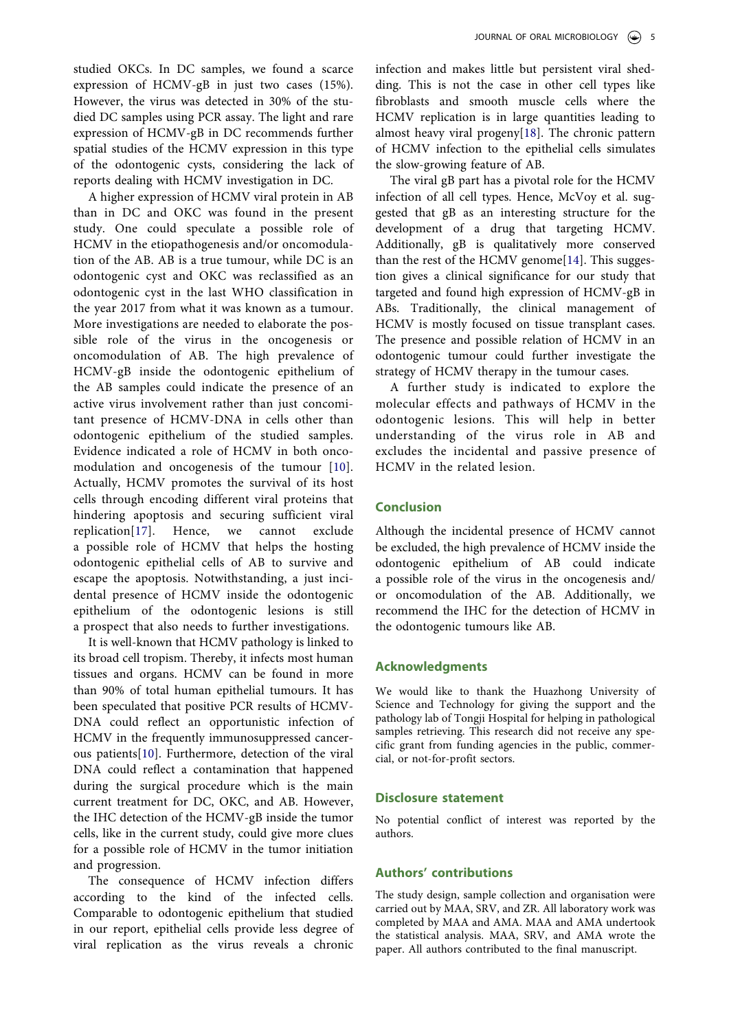studied OKCs. In DC samples, we found a scarce expression of HCMV-gB in just two cases (15%). However, the virus was detected in 30% of the studied DC samples using PCR assay. The light and rare expression of HCMV-gB in DC recommends further spatial studies of the HCMV expression in this type of the odontogenic cysts, considering the lack of reports dealing with HCMV investigation in DC.

A higher expression of HCMV viral protein in AB than in DC and OKC was found in the present study. One could speculate a possible role of HCMV in the etiopathogenesis and/or oncomodulation of the AB. AB is a true tumour, while DC is an odontogenic cyst and OKC was reclassified as an odontogenic cyst in the last WHO classification in the year 2017 from what it was known as a tumour. More investigations are needed to elaborate the possible role of the virus in the oncogenesis or oncomodulation of AB. The high prevalence of HCMV-gB inside the odontogenic epithelium of the AB samples could indicate the presence of an active virus involvement rather than just concomitant presence of HCMV-DNA in cells other than odontogenic epithelium of the studied samples. Evidence indicated a role of HCMV in both oncomodulation and oncogenesis of the tumour [10]. Actually, HCMV promotes the survival of its host cells through encoding different viral proteins that hindering apoptosis and securing sufficient viral replication[17]. Hence, we cannot exclude a possible role of HCMV that helps the hosting odontogenic epithelial cells of AB to survive and escape the apoptosis. Notwithstanding, a just incidental presence of HCMV inside the odontogenic epithelium of the odontogenic lesions is still a prospect that also needs to further investigations.

It is well-known that HCMV pathology is linked to its broad cell tropism. Thereby, it infects most human tissues and organs. HCMV can be found in more than 90% of total human epithelial tumours. It has been speculated that positive PCR results of HCMV-DNA could reflect an opportunistic infection of HCMV in the frequently immunosuppressed cancerous patients[10]. Furthermore, detection of the viral DNA could reflect a contamination that happened during the surgical procedure which is the main current treatment for DC, OKC, and AB. However, the IHC detection of the HCMV-gB inside the tumor cells, like in the current study, could give more clues for a possible role of HCMV in the tumor initiation and progression.

The consequence of HCMV infection differs according to the kind of the infected cells. Comparable to odontogenic epithelium that studied in our report, epithelial cells provide less degree of viral replication as the virus reveals a chronic infection and makes little but persistent viral shedding. This is not the case in other cell types like fibroblasts and smooth muscle cells where the HCMV replication is in large quantities leading to almost heavy viral progeny[18]. The chronic pattern of HCMV infection to the epithelial cells simulates the slow-growing feature of AB.

The viral gB part has a pivotal role for the HCMV infection of all cell types. Hence, McVoy et al. suggested that gB as an interesting structure for the development of a drug that targeting HCMV. Additionally, gB is qualitatively more conserved than the rest of the HCMV genome[14]. This suggestion gives a clinical significance for our study that targeted and found high expression of HCMV-gB in ABs. Traditionally, the clinical management of HCMV is mostly focused on tissue transplant cases. The presence and possible relation of HCMV in an odontogenic tumour could further investigate the strategy of HCMV therapy in the tumour cases.

A further study is indicated to explore the molecular effects and pathways of HCMV in the odontogenic lesions. This will help in better understanding of the virus role in AB and excludes the incidental and passive presence of HCMV in the related lesion.

## Conclusion

Although the incidental presence of HCMV cannot be excluded, the high prevalence of HCMV inside the odontogenic epithelium of AB could indicate a possible role of the virus in the oncogenesis and/or oncomodulation of the AB. Additionally, we recommend the IHC for the detection of HCMV in the odontogenic tumours like AB.

## Acknowledgments

We would like to thank the Huazhong University of Science and Technology for giving the support and the pathology lab of Tongji Hospital for helping in pathological samples retrieving. This research did not receive any specific grant from funding agencies in the public, commercial, or not-for-profit sectors.

## Disclosure statement

No potential conflict of interest was reported by the authors.

## Authors' contributions

The study design, sample collection and organisation were carried out by MAA, SRV, and ZR. All laboratory work was completed by MAA and AMA. MAA and AMA undertook the statistical analysis. MAA, SRV, and AMA wrote the paper. All authors contributed to the final manuscript.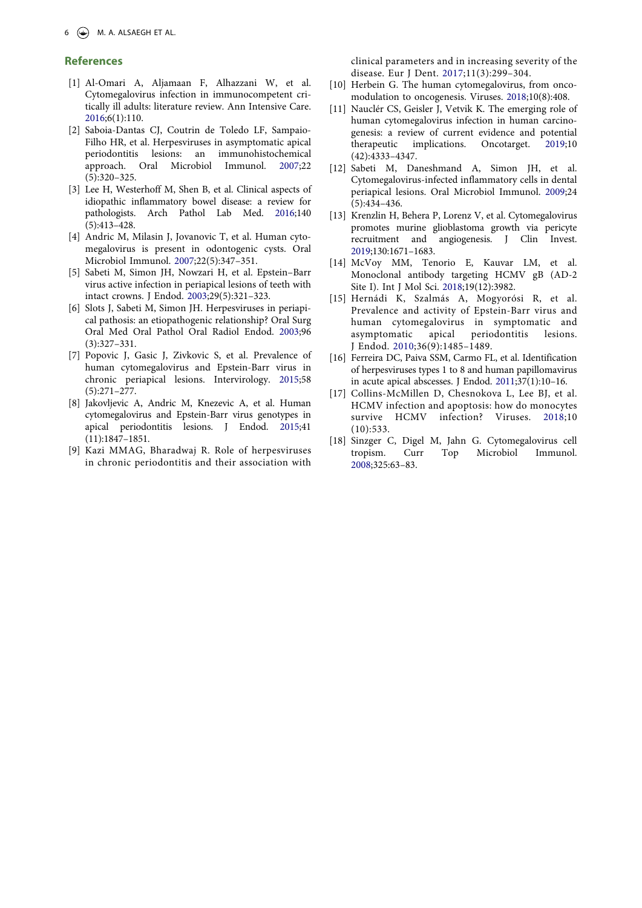## References

[1] Al-Omari A, Aljamaan F, Alhazzani W, et al. Cytomegalovirus infection in immunocompetent critically ill adults: literature review. Ann Intensive Care. 2016;6(1):110.

[2] Saboia-Dantas CJ, Coutrin de Toledo LF, Sampaio-Filho HR, et al. Herpesviruses in asymptomatic apical periodontitis lesions: an immunohistochemical approach. Oral Microbiol Immunol. 2007;22(5):320–325.

[3] Lee H, Westerhoff M, Shen B, et al. Clinical aspects of idiopathic inflammatory bowel disease: a review for pathologists. Arch Pathol Lab Med. 2016;140(5):413–428.

[4] Andric M, Milasin J, Jovanovic T, et al. Human cytomegalovirus is present in odontogenic cysts. Oral Microbiol Immunol. 2007;22(5):347–351.

[5] Sabeti M, Simon JH, Nowzari H, et al. Epstein–Barr virus active infection in periapical lesions of teeth with intact crowns. J Endod. 2003;29(5):321–323.

[6] Slots J, Sabeti M, Simon JH. Herpesviruses in periapical pathosis: an etiopathogenic relationship? Oral Surg Oral Med Oral Pathol Oral Radiol Endod. 2003;96(3):327–331.

[7] Popovic J, Gasic J, Zivkovic S, et al. Prevalence of human cytomegalovirus and Epstein-Barr virus in chronic periapical lesions. Intervirology. 2015;58(5):271–277.

[8] Jakovljevic A, Andric M, Knezevic A, et al. Human cytomegalovirus and Epstein-Barr virus genotypes in apical periodontitis lesions. J Endod. 2015;41(11):1847–1851.

[9] Kazi MMAG, Bharadwaj R. Role of herpesviruses in chronic periodontitis and their association with clinical parameters and in increasing severity of the disease. Eur J Dent. 2017;11(3):299–304.

[10] Herbein G. The human cytomegalovirus, from oncomodulation to oncogenesis. Viruses. 2018;10(8):408.

[11] Nauclér CS, Geisler J, Vetvik K. The emerging role of human cytomegalovirus infection in human carcinogenesis: a review of current evidence and potential therapeutic implications. Oncotarget. 2019;10(42):4333–4347.

[12] Sabeti M, Daneshmand A, Simon JH, et al. Cytomegalovirus-infected inflammatory cells in dental periapical lesions. Oral Microbiol Immunol. 2009;24(5):434–436.

[13] Krenzlin H, Behera P, Lorenz V, et al. Cytomegalovirus promotes murine glioblastoma growth via pericyte recruitment and angiogenesis. J Clin Invest. 2019;130:1671–1683.

[14] McVoy MM, Tenorio E, Kauvar LM, et al. Monoclonal antibody targeting HCMV gB (AD-2 Site I). Int J Mol Sci. 2018;19(12):3982.

[15] Hernádi K, Szalmás A, Mogyorósi R, et al. Prevalence and activity of Epstein-Barr virus and human cytomegalovirus in symptomatic and asymptomatic apical periodontitis lesions. J Endod. 2010;36(9):1485–1489.

[16] Ferreira DC, Paiva SSM, Carmo FL, et al. Identification of herpesviruses types 1 to 8 and human papillomavirus in acute apical abscesses. J Endod. 2011;37(1):10–16.

[17] Collins-McMillen D, Chesnokova L, Lee BJ, et al. HCMV infection and apoptosis: how do monocytes survive HCMV infection? Viruses. 2018;10(10):533.

[18] Sinzger C, Digel M, Jahn G. Cytomegalovirus cell tropism. Curr Top Microbiol Immunol. 2008;325:63–83.